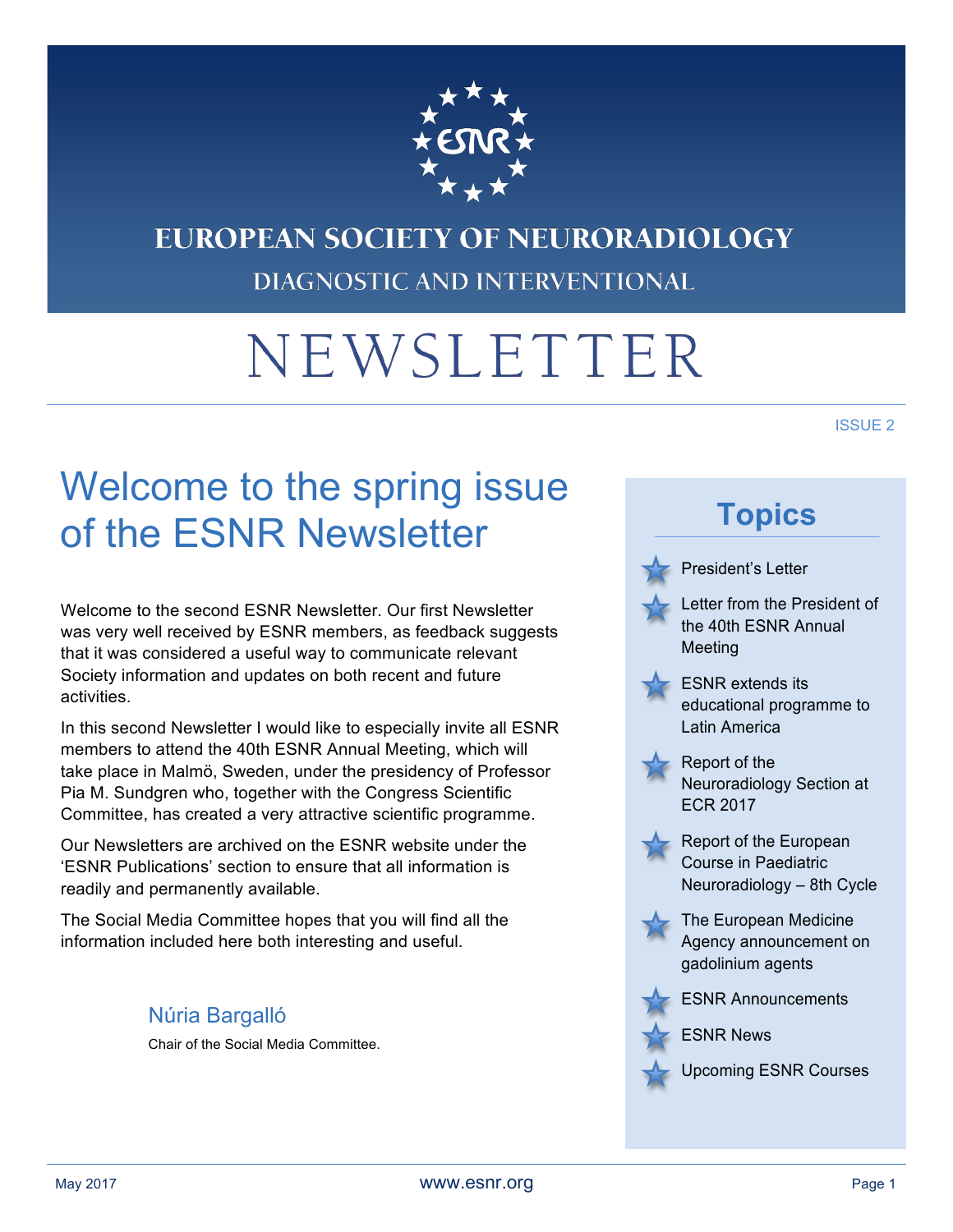# EUROPEAN SOCIETY OF NEURORADIOLOGY

DIAGNOSTIC AND INTERVENTIONAL

# NEWSLETTER

ISSUE 2

## Welcome to the spring issue of the ESNR Newsletter

Welcome to the second ESNR Newsletter. Our first Newsletter was very well received by ESNR members, as feedback suggests that it was considered a useful way to communicate relevant Society information and updates on both recent and future activities.

In this second Newsletter I would like to especially invite all ESNR members to attend the 40th ESNR Annual Meeting, which will take place in Malmö, Sweden, under the presidency of Professor Pia M. Sundgren who, together with the Congress Scientific Committee, has created a very attractive scientific programme.

Our Newsletters are archived on the ESNR website under the 'ESNR Publications' section to ensure that all information is readily and permanently available.

The Social Media Committee hopes that you will find all the information included here both interesting and useful.

Núria Bargalló

Chair of the Social Media Committee.

## Topics

- President's Letter
- Letter from the President of the 40th ESNR Annual Meeting
- ESNR extends its educational programme to Latin America
- Report of the Neuroradiology Section at ECR 2017
- Report of the European Course in Paediatric Neuroradiology – 8th Cycle
- The European Medicine Agency announcement on gadolinium agents
- ESNR Announcements
- ESNR News
- Upcoming ESNR Courses

May 2017

www.esnr.org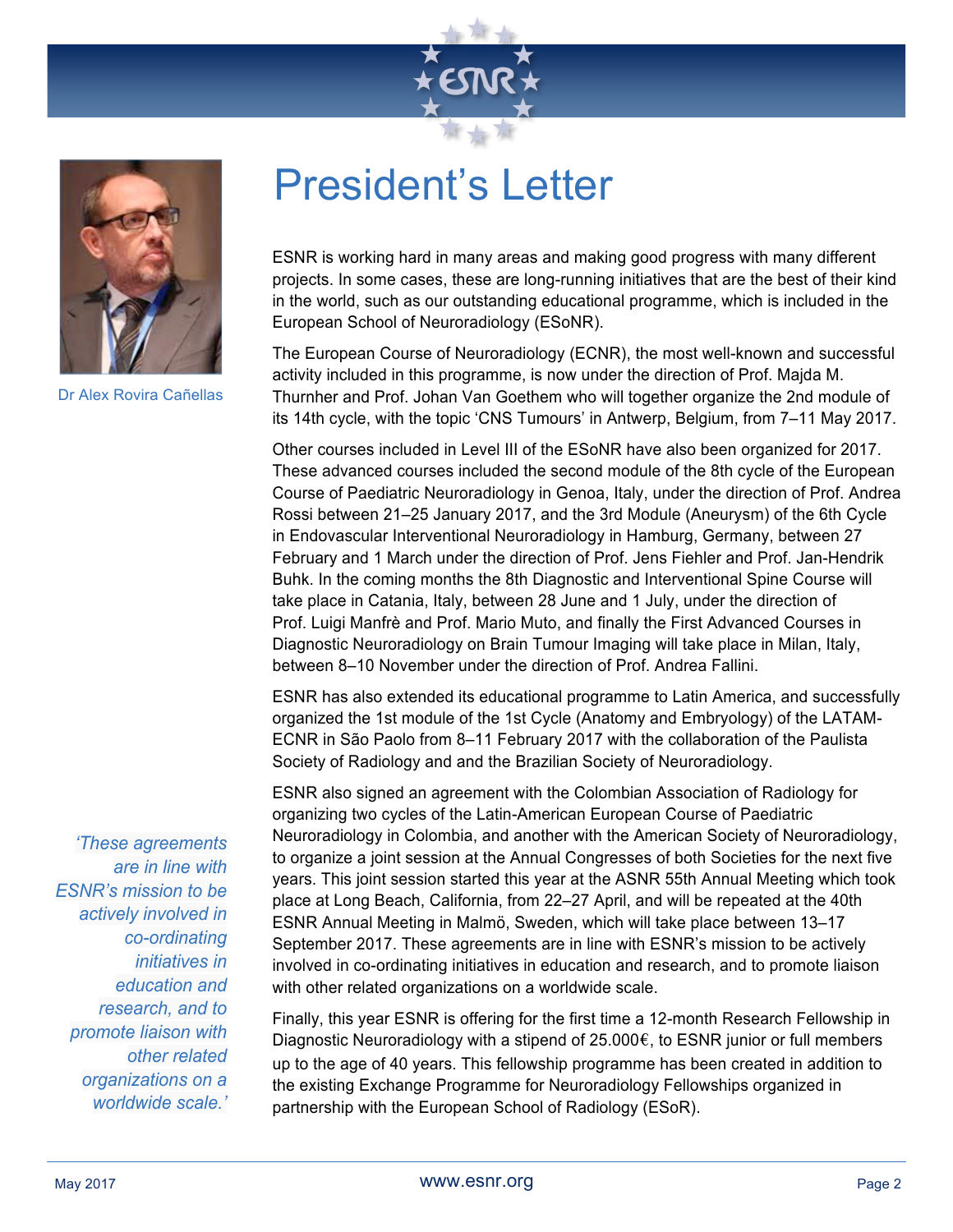# President's Letter

Dr Alex Rovira Cañellas

ESNR is working hard in many areas and making good progress with many different projects. In some cases, these are long-running initiatives that are the best of their kind in the world, such as our outstanding educational programme, which is included in the European School of Neuroradiology (ESoNR).

The European Course of Neuroradiology (ECNR), the most well-known and successful activity included in this programme, is now under the direction of Prof. Majda M. Thurnher and Prof. Johan Van Goethem who will together organize the 2nd module of its 14th cycle, with the topic 'CNS Tumours' in Antwerp, Belgium, from 7–11 May 2017.

Other courses included in Level III of the ESoNR have also been organized for 2017. These advanced courses included the second module of the 8th cycle of the European Course of Paediatric Neuroradiology in Genoa, Italy, under the direction of Prof. Andrea Rossi between 21–25 January 2017, and the 3rd Module (Aneurysm) of the 6th Cycle in Endovascular Interventional Neuroradiology in Hamburg, Germany, between 27 February and 1 March under the direction of Prof. Jens Fiehler and Prof. Jan-Hendrik Buhk. In the coming months the 8th Diagnostic and Interventional Spine Course will take place in Catania, Italy, between 28 June and 1 July, under the direction of Prof. Luigi Manfrè and Prof. Mario Muto, and finally the First Advanced Courses in Diagnostic Neuroradiology on Brain Tumour Imaging will take place in Milan, Italy, between 8–10 November under the direction of Prof. Andrea Fallini.

ESNR has also extended its educational programme to Latin America, and successfully organized the 1st module of the 1st Cycle (Anatomy and Embryology) of the LATAM-ECNR in São Paolo from 8–11 February 2017 with the collaboration of the Paulista Society of Radiology and and the Brazilian Society of Neuroradiology.

ESNR also signed an agreement with the Colombian Association of Radiology for organizing two cycles of the Latin-American European Course of Paediatric Neuroradiology in Colombia, and another with the American Society of Neuroradiology, to organize a joint session at the Annual Congresses of both Societies for the next five years. This joint session started this year at the ASNR 55th Annual Meeting which took place at Long Beach, California, from 22–27 April, and will be repeated at the 40th ESNR Annual Meeting in Malmö, Sweden, which will take place between 13–17 September 2017. These agreements are in line with ESNR's mission to be actively involved in co-ordinating initiatives in education and research, and to promote liaison with other related organizations on a worldwide scale.

*'These agreements are in line with ESNR's mission to be actively involved in co-ordinating initiatives in education and research, and to promote liaison with other related organizations on a worldwide scale.'*

Finally, this year ESNR is offering for the first time a 12-month Research Fellowship in Diagnostic Neuroradiology with a stipend of 25.000€, to ESNR junior or full members up to the age of 40 years. This fellowship programme has been created in addition to the existing Exchange Programme for Neuroradiology Fellowships organized in partnership with the European School of Radiology (ESoR).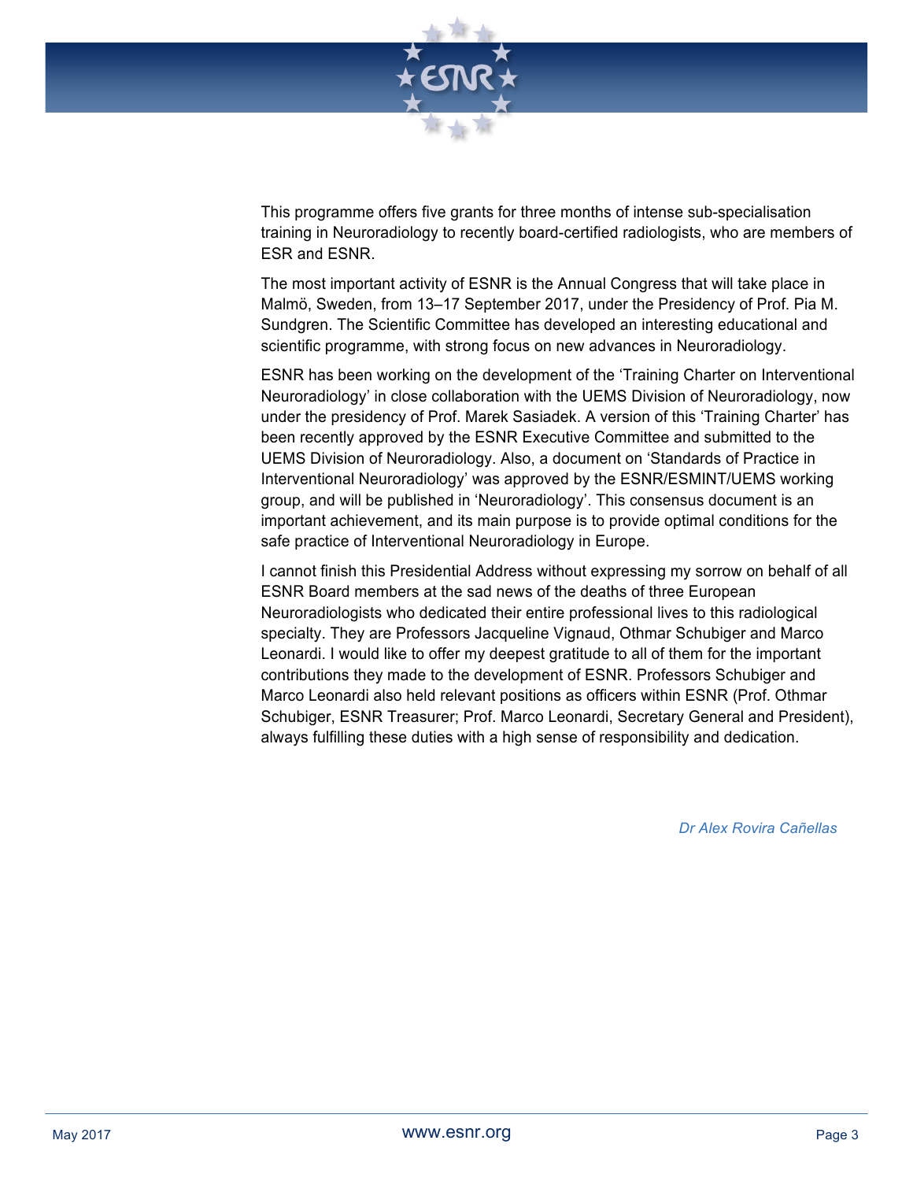This programme offers five grants for three months of intense sub-specialisation training in Neuroradiology to recently board-certified radiologists, who are members of ESR and ESNR.

The most important activity of ESNR is the Annual Congress that will take place in Malmö, Sweden, from 13–17 September 2017, under the Presidency of Prof. Pia M. Sundgren. The Scientific Committee has developed an interesting educational and scientific programme, with strong focus on new advances in Neuroradiology.

ESNR has been working on the development of the 'Training Charter on Interventional Neuroradiology' in close collaboration with the UEMS Division of Neuroradiology, now under the presidency of Prof. Marek Sasiadek. A version of this 'Training Charter' has been recently approved by the ESNR Executive Committee and submitted to the UEMS Division of Neuroradiology. Also, a document on 'Standards of Practice in Interventional Neuroradiology' was approved by the ESNR/ESMINT/UEMS working group, and will be published in 'Neuroradiology'. This consensus document is an important achievement, and its main purpose is to provide optimal conditions for the safe practice of Interventional Neuroradiology in Europe.

I cannot finish this Presidential Address without expressing my sorrow on behalf of all ESNR Board members at the sad news of the deaths of three European Neuroradiologists who dedicated their entire professional lives to this radiological specialty. They are Professors Jacqueline Vignaud, Othmar Schubiger and Marco Leonardi. I would like to offer my deepest gratitude to all of them for the important contributions they made to the development of ESNR. Professors Schubiger and Marco Leonardi also held relevant positions as officers within ESNR (Prof. Othmar Schubiger, ESNR Treasurer; Prof. Marco Leonardi, Secretary General and President), always fulfilling these duties with a high sense of responsibility and dedication.

*Dr Alex Rovira Cañellas*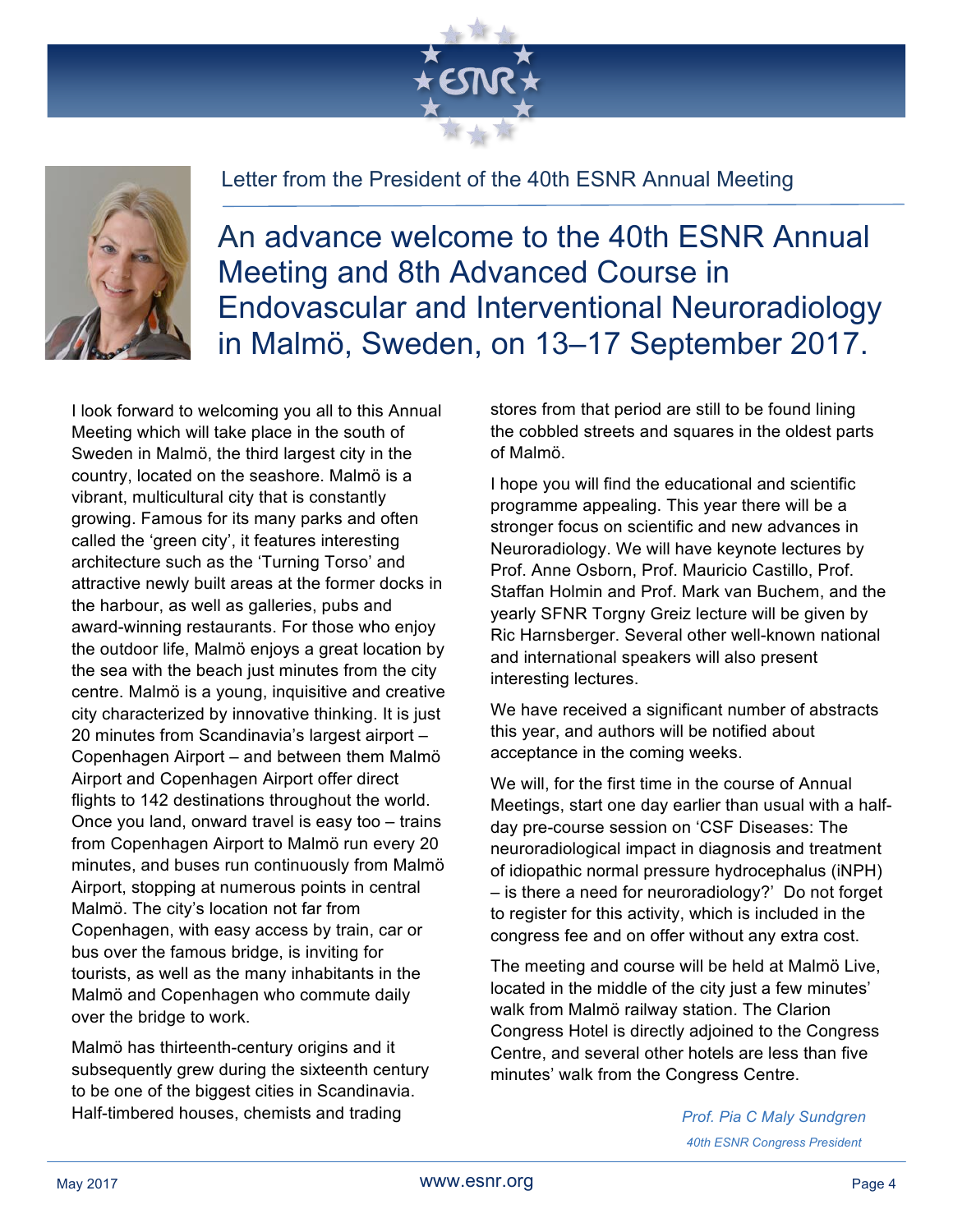Letter from the President of the 40th ESNR Annual Meeting

# An advance welcome to the 40th ESNR Annual Meeting and 8th Advanced Course in Endovascular and Interventional Neuroradiology in Malmö, Sweden, on 13–17 September 2017.

I look forward to welcoming you all to this Annual Meeting which will take place in the south of Sweden in Malmö, the third largest city in the country, located on the seashore. Malmö is a vibrant, multicultural city that is constantly growing. Famous for its many parks and often called the 'green city', it features interesting architecture such as the 'Turning Torso' and attractive newly built areas at the former docks in the harbour, as well as galleries, pubs and award-winning restaurants. For those who enjoy the outdoor life, Malmö enjoys a great location by the sea with the beach just minutes from the city centre. Malmö is a young, inquisitive and creative city characterized by innovative thinking. It is just 20 minutes from Scandinavia's largest airport – Copenhagen Airport – and between them Malmö Airport and Copenhagen Airport offer direct flights to 142 destinations throughout the world. Once you land, onward travel is easy too – trains from Copenhagen Airport to Malmö run every 20 minutes, and buses run continuously from Malmö Airport, stopping at numerous points in central Malmö. The city's location not far from Copenhagen, with easy access by train, car or bus over the famous bridge, is inviting for tourists, as well as the many inhabitants in the Malmö and Copenhagen who commute daily over the bridge to work.

Malmö has thirteenth-century origins and it subsequently grew during the sixteenth century to be one of the biggest cities in Scandinavia. Half-timbered houses, chemists and trading stores from that period are still to be found lining the cobbled streets and squares in the oldest parts of Malmö.

I hope you will find the educational and scientific programme appealing. This year there will be a stronger focus on scientific and new advances in Neuroradiology. We will have keynote lectures by Prof. Anne Osborn, Prof. Mauricio Castillo, Prof. Staffan Holmin and Prof. Mark van Buchem, and the yearly SFNR Torgny Greiz lecture will be given by Ric Harnsberger. Several other well-known national and international speakers will also present interesting lectures.

We have received a significant number of abstracts this year, and authors will be notified about acceptance in the coming weeks.

We will, for the first time in the course of Annual Meetings, start one day earlier than usual with a half-day pre-course session on 'CSF Diseases: The neuroradiological impact in diagnosis and treatment of idiopathic normal pressure hydrocephalus (iNPH) – is there a need for neuroradiology?' Do not forget to register for this activity, which is included in the congress fee and on offer without any extra cost.

The meeting and course will be held at Malmö Live, located in the middle of the city just a few minutes' walk from Malmö railway station. The Clarion Congress Hotel is directly adjoined to the Congress Centre, and several other hotels are less than five minutes' walk from the Congress Centre.

*Prof. Pia C Maly Sundgren*
*40th ESNR Congress President*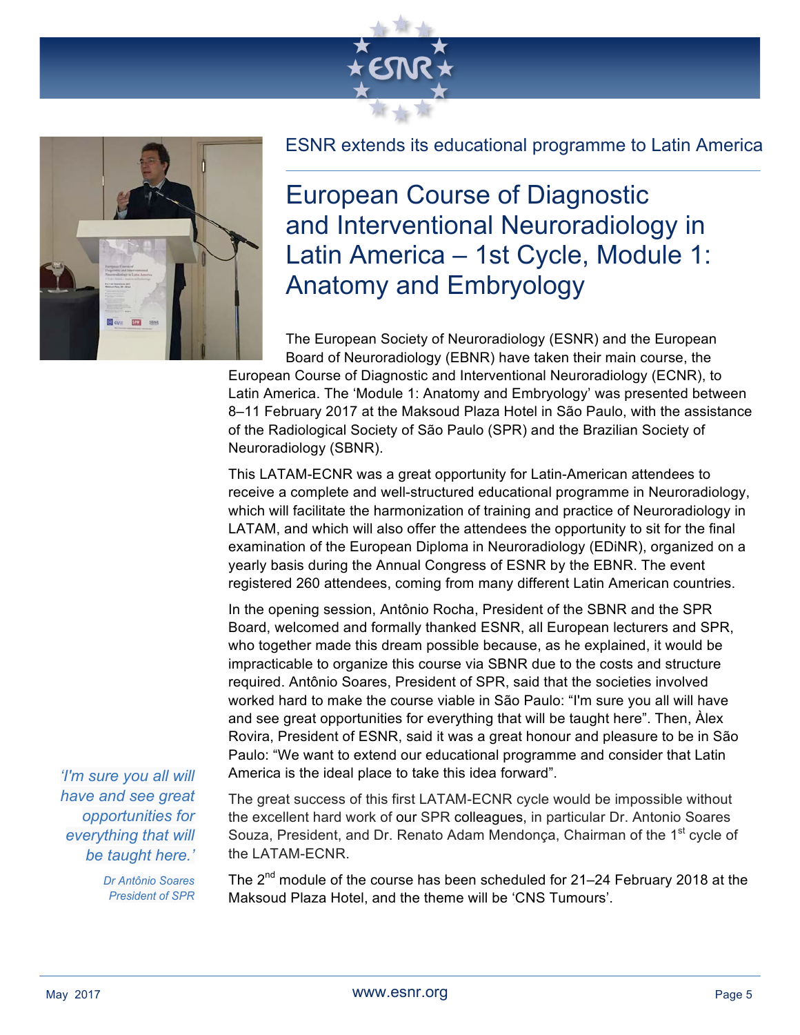ESNR extends its educational programme to Latin America

# European Course of Diagnostic and Interventional Neuroradiology in Latin America – 1st Cycle, Module 1: Anatomy and Embryology

The European Society of Neuroradiology (ESNR) and the European Board of Neuroradiology (EBNR) have taken their main course, the European Course of Diagnostic and Interventional Neuroradiology (ECNR), to Latin America. The 'Module 1: Anatomy and Embryology' was presented between 8–11 February 2017 at the Maksoud Plaza Hotel in São Paulo, with the assistance of the Radiological Society of São Paulo (SPR) and the Brazilian Society of Neuroradiology (SBNR).

This LATAM-ECNR was a great opportunity for Latin-American attendees to receive a complete and well-structured educational programme in Neuroradiology, which will facilitate the harmonization of training and practice of Neuroradiology in LATAM, and which will also offer the attendees the opportunity to sit for the final examination of the European Diploma in Neuroradiology (EDiNR), organized on a yearly basis during the Annual Congress of ESNR by the EBNR. The event registered 260 attendees, coming from many different Latin American countries.

In the opening session, Antônio Rocha, President of the SBNR and the SPR Board, welcomed and formally thanked ESNR, all European lecturers and SPR, who together made this dream possible because, as he explained, it would be impracticable to organize this course via SBNR due to the costs and structure required. Antônio Soares, President of SPR, said that the societies involved worked hard to make the course viable in São Paulo: "I'm sure you all will have and see great opportunities for everything that will be taught here". Then, Àlex Rovira, President of ESNR, said it was a great honour and pleasure to be in São Paulo: "We want to extend our educational programme and consider that Latin America is the ideal place to take this idea forward".

> *'I'm sure you all will have and see great opportunities for everything that will be taught here.'*
>
> *Dr Antônio Soares*
> *President of SPR*

The great success of this first LATAM-ECNR cycle would be impossible without the excellent hard work of our SPR colleagues, in particular Dr. Antonio Soares Souza, President, and Dr. Renato Adam Mendonça, Chairman of the 1st cycle of the LATAM-ECNR.

The 2nd module of the course has been scheduled for 21–24 February 2018 at the Maksoud Plaza Hotel, and the theme will be 'CNS Tumours'.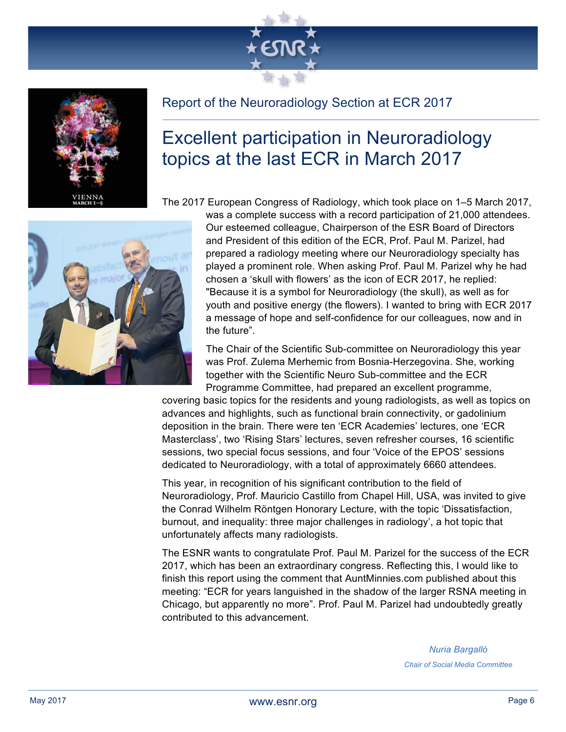## Report of the Neuroradiology Section at ECR 2017

# Excellent participation in Neuroradiology topics at the last ECR in March 2017

The 2017 European Congress of Radiology, which took place on 1–5 March 2017, was a complete success with a record participation of 21,000 attendees. Our esteemed colleague, Chairperson of the ESR Board of Directors and President of this edition of the ECR, Prof. Paul M. Parizel, had prepared a radiology meeting where our Neuroradiology specialty has played a prominent role. When asking Prof. Paul M. Parizel why he had chosen a 'skull with flowers' as the icon of ECR 2017, he replied: "Because it is a symbol for Neuroradiology (the skull), as well as for youth and positive energy (the flowers). I wanted to bring with ECR 2017 a message of hope and self-confidence for our colleagues, now and in the future".

The Chair of the Scientific Sub-committee on Neuroradiology this year was Prof. Zulema Merhemic from Bosnia-Herzegovina. She, working together with the Scientific Neuro Sub-committee and the ECR Programme Committee, had prepared an excellent programme, covering basic topics for the residents and young radiologists, as well as topics on advances and highlights, such as functional brain connectivity, or gadolinium deposition in the brain. There were ten 'ECR Academies' lectures, one 'ECR Masterclass', two 'Rising Stars' lectures, seven refresher courses, 16 scientific sessions, two special focus sessions, and four 'Voice of the EPOS' sessions dedicated to Neuroradiology, with a total of approximately 6660 attendees.

This year, in recognition of his significant contribution to the field of Neuroradiology, Prof. Mauricio Castillo from Chapel Hill, USA, was invited to give the Conrad Wilhelm Röntgen Honorary Lecture, with the topic 'Dissatisfaction, burnout, and inequality: three major challenges in radiology', a hot topic that unfortunately affects many radiologists.

The ESNR wants to congratulate Prof. Paul M. Parizel for the success of the ECR 2017, which has been an extraordinary congress. Reflecting this, I would like to finish this report using the comment that AuntMinnies.com published about this meeting: "ECR for years languished in the shadow of the larger RSNA meeting in Chicago, but apparently no more". Prof. Paul M. Parizel had undoubtedly greatly contributed to this advancement.

*Nuria Bargalló*

*Chair of Social Media Committee*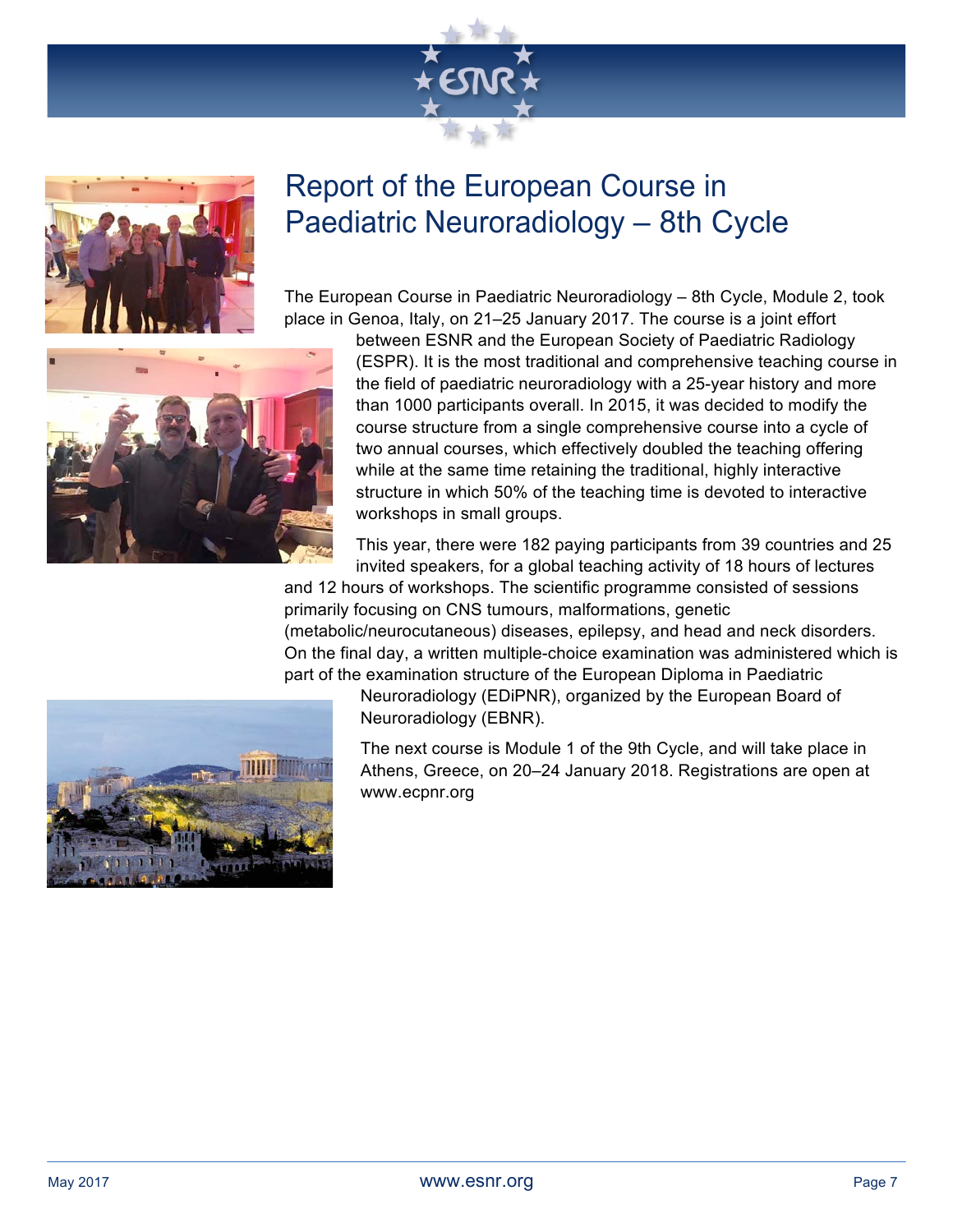# Report of the European Course in Paediatric Neuroradiology – 8th Cycle

The European Course in Paediatric Neuroradiology – 8th Cycle, Module 2, took place in Genoa, Italy, on 21–25 January 2017. The course is a joint effort between ESNR and the European Society of Paediatric Radiology (ESPR). It is the most traditional and comprehensive teaching course in the field of paediatric neuroradiology with a 25-year history and more than 1000 participants overall. In 2015, it was decided to modify the course structure from a single comprehensive course into a cycle of two annual courses, which effectively doubled the teaching offering while at the same time retaining the traditional, highly interactive structure in which 50% of the teaching time is devoted to interactive workshops in small groups.

This year, there were 182 paying participants from 39 countries and 25 invited speakers, for a global teaching activity of 18 hours of lectures and 12 hours of workshops. The scientific programme consisted of sessions primarily focusing on CNS tumours, malformations, genetic (metabolic/neurocutaneous) diseases, epilepsy, and head and neck disorders. On the final day, a written multiple-choice examination was administered which is part of the examination structure of the European Diploma in Paediatric Neuroradiology (EDiPNR), organized by the European Board of Neuroradiology (EBNR).

The next course is Module 1 of the 9th Cycle, and will take place in Athens, Greece, on 20–24 January 2018. Registrations are open at www.ecpnr.org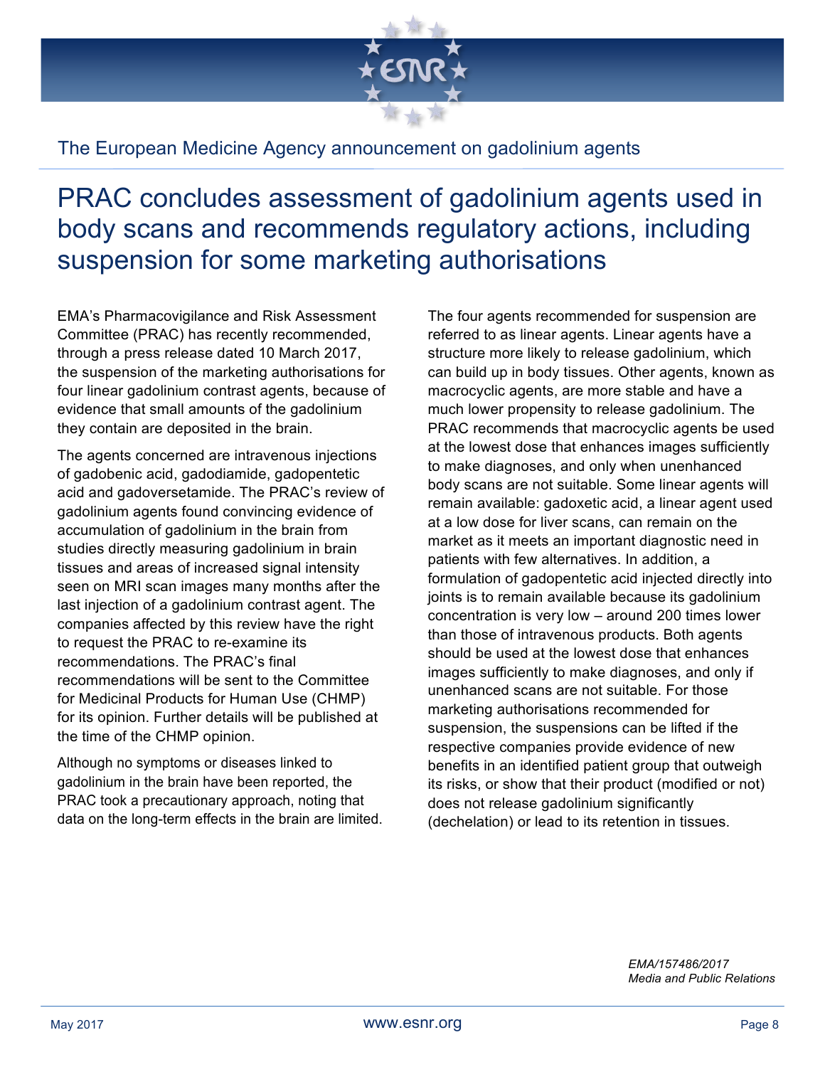The European Medicine Agency announcement on gadolinium agents

# PRAC concludes assessment of gadolinium agents used in body scans and recommends regulatory actions, including suspension for some marketing authorisations

EMA's Pharmacovigilance and Risk Assessment Committee (PRAC) has recently recommended, through a press release dated 10 March 2017, the suspension of the marketing authorisations for four linear gadolinium contrast agents, because of evidence that small amounts of the gadolinium they contain are deposited in the brain.

The agents concerned are intravenous injections of gadobenic acid, gadodiamide, gadopentetic acid and gadoversetamide. The PRAC's review of gadolinium agents found convincing evidence of accumulation of gadolinium in the brain from studies directly measuring gadolinium in brain tissues and areas of increased signal intensity seen on MRI scan images many months after the last injection of a gadolinium contrast agent. The companies affected by this review have the right to request the PRAC to re-examine its recommendations. The PRAC's final recommendations will be sent to the Committee for Medicinal Products for Human Use (CHMP) for its opinion. Further details will be published at the time of the CHMP opinion.

Although no symptoms or diseases linked to gadolinium in the brain have been reported, the PRAC took a precautionary approach, noting that data on the long-term effects in the brain are limited.

The four agents recommended for suspension are referred to as linear agents. Linear agents have a structure more likely to release gadolinium, which can build up in body tissues. Other agents, known as macrocyclic agents, are more stable and have a much lower propensity to release gadolinium. The PRAC recommends that macrocyclic agents be used at the lowest dose that enhances images sufficiently to make diagnoses, and only when unenhanced body scans are not suitable. Some linear agents will remain available: gadoxetic acid, a linear agent used at a low dose for liver scans, can remain on the market as it meets an important diagnostic need in patients with few alternatives. In addition, a formulation of gadopentetic acid injected directly into joints is to remain available because its gadolinium concentration is very low – around 200 times lower than those of intravenous products. Both agents should be used at the lowest dose that enhances images sufficiently to make diagnoses, and only if unenhanced scans are not suitable. For those marketing authorisations recommended for suspension, the suspensions can be lifted if the respective companies provide evidence of new benefits in an identified patient group that outweigh its risks, or show that their product (modified or not) does not release gadolinium significantly (dechelation) or lead to its retention in tissues.

*EMA/157486/2017*
*Media and Public Relations*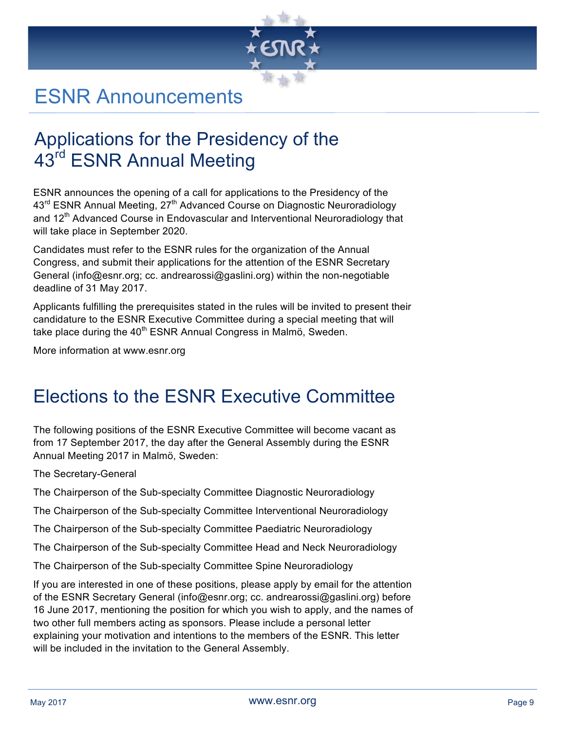# ESNR Announcements

## Applications for the Presidency of the 43rd ESNR Annual Meeting

ESNR announces the opening of a call for applications to the Presidency of the 43rd ESNR Annual Meeting, 27th Advanced Course on Diagnostic Neuroradiology and 12th Advanced Course in Endovascular and Interventional Neuroradiology that will take place in September 2020.

Candidates must refer to the ESNR rules for the organization of the Annual Congress, and submit their applications for the attention of the ESNR Secretary General (info@esnr.org; cc. andrearossi@gaslini.org) within the non-negotiable deadline of 31 May 2017.

Applicants fulfilling the prerequisites stated in the rules will be invited to present their candidature to the ESNR Executive Committee during a special meeting that will take place during the 40th ESNR Annual Congress in Malmö, Sweden.

More information at www.esnr.org

## Elections to the ESNR Executive Committee

The following positions of the ESNR Executive Committee will become vacant as from 17 September 2017, the day after the General Assembly during the ESNR Annual Meeting 2017 in Malmö, Sweden:

The Secretary-General

The Chairperson of the Sub-specialty Committee Diagnostic Neuroradiology

The Chairperson of the Sub-specialty Committee Interventional Neuroradiology

The Chairperson of the Sub-specialty Committee Paediatric Neuroradiology

The Chairperson of the Sub-specialty Committee Head and Neck Neuroradiology

The Chairperson of the Sub-specialty Committee Spine Neuroradiology

If you are interested in one of these positions, please apply by email for the attention of the ESNR Secretary General (info@esnr.org; cc. andrearossi@gaslini.org) before 16 June 2017, mentioning the position for which you wish to apply, and the names of two other full members acting as sponsors. Please include a personal letter explaining your motivation and intentions to the members of the ESNR. This letter will be included in the invitation to the General Assembly.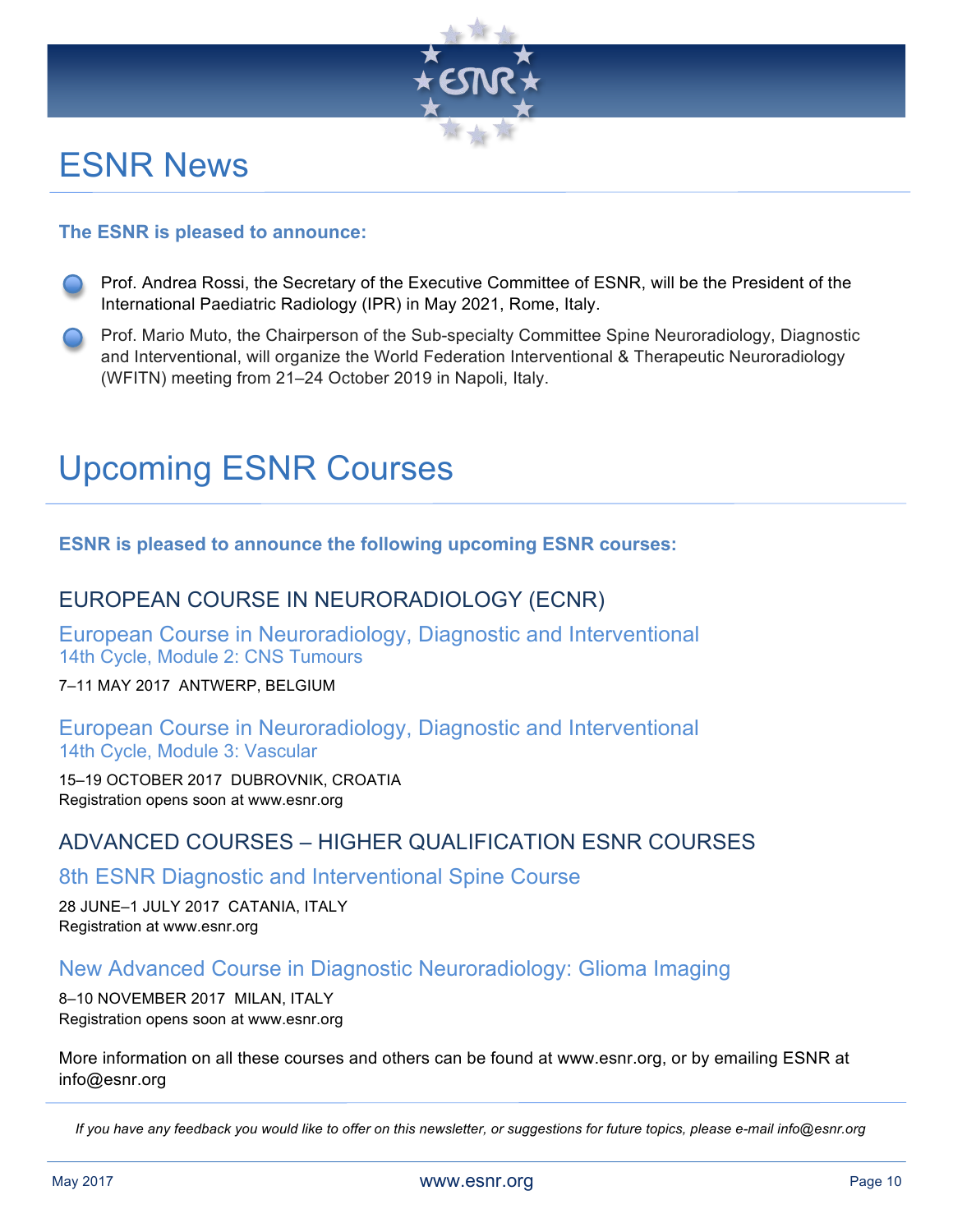# ESNR News

**The ESNR is pleased to announce:**

- Prof. Andrea Rossi, the Secretary of the Executive Committee of ESNR, will be the President of the International Paediatric Radiology (IPR) in May 2021, Rome, Italy.
- Prof. Mario Muto, the Chairperson of the Sub-specialty Committee Spine Neuroradiology, Diagnostic and Interventional, will organize the World Federation Interventional & Therapeutic Neuroradiology (WFITN) meeting from 21–24 October 2019 in Napoli, Italy.

# Upcoming ESNR Courses

**ESNR is pleased to announce the following upcoming ESNR courses:**

## EUROPEAN COURSE IN NEURORADIOLOGY (ECNR)

### European Course in Neuroradiology, Diagnostic and Interventional

14th Cycle, Module 2: CNS Tumours

7–11 MAY 2017  ANTWERP, BELGIUM

### European Course in Neuroradiology, Diagnostic and Interventional

14th Cycle, Module 3: Vascular

15–19 OCTOBER 2017  DUBROVNIK, CROATIA
Registration opens soon at www.esnr.org

## ADVANCED COURSES – HIGHER QUALIFICATION ESNR COURSES

### 8th ESNR Diagnostic and Interventional Spine Course

28 JUNE–1 JULY 2017  CATANIA, ITALY
Registration at www.esnr.org

### New Advanced Course in Diagnostic Neuroradiology: Glioma Imaging

8–10 NOVEMBER 2017  MILAN, ITALY
Registration opens soon at www.esnr.org

More information on all these courses and others can be found at www.esnr.org, or by emailing ESNR at info@esnr.org

*If you have any feedback you would like to offer on this newsletter, or suggestions for future topics, please e-mail info@esnr.org*